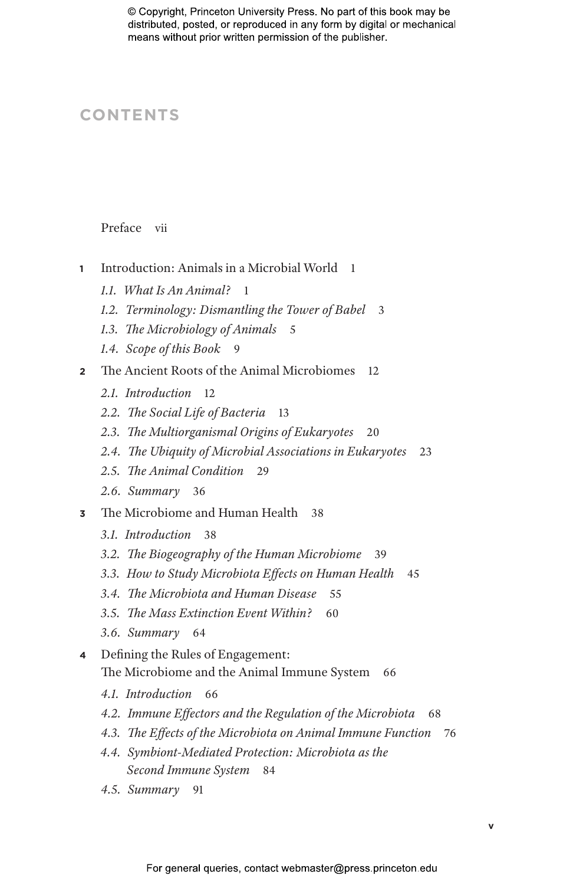© Copyright, Princeton University Press. No part of this book may be distributed, posted, or reproduced in any form by digital or mechanical means without prior written permission of the publisher.

# CONTENTS

Preface vii

**1** Introduction: Animals in a Microbial World 1

- *1.1. What Is An Animal?* 1
- *1.2. Terminology: Dismantling the Tower of Babel* 3
- *1.3. The Microbiology of Animals* 5
- *1.4. Scope of this Book* 9

**2** The Ancient Roots of the Animal Microbiomes 12

- *2.1. Introduction* 12
- *2.2. The Social Life of Bacteria* 13
- *2.3. The Multiorganismal Origins of Eukaryotes* 20
- *2.4. The Ubiquity of Microbial Associations in Eukaryotes* 23
- *2.5. The Animal Condition* 29
- *2.6. Summary* 36

**3** The Microbiome and Human Health 38

- *3.1. Introduction* 38
- *3.2. The Biogeography of the Human Microbiome* 39
- *3.3. How to Study Microbiota Effects on Human Health* 45
- *3.4. The Microbiota and Human Disease* 55
- *3.5. The Mass Extinction Event Within?* 60
- *3.6. Summary* 64

**4** Defining the Rules of Engagement: The Microbiome and the Animal Immune System 66

- *4.1. Introduction* 66
- *4.2. Immune Effectors and the Regulation of the Microbiota* 68
- *4.3. The Effects of the Microbiota on Animal Immune Function* 76
- *4.4. Symbiont-Mediated Protection: Microbiota as the Second Immune System* 84
- *4.5. Summary* 91

For general queries, contact webmaster@press.princeton.edu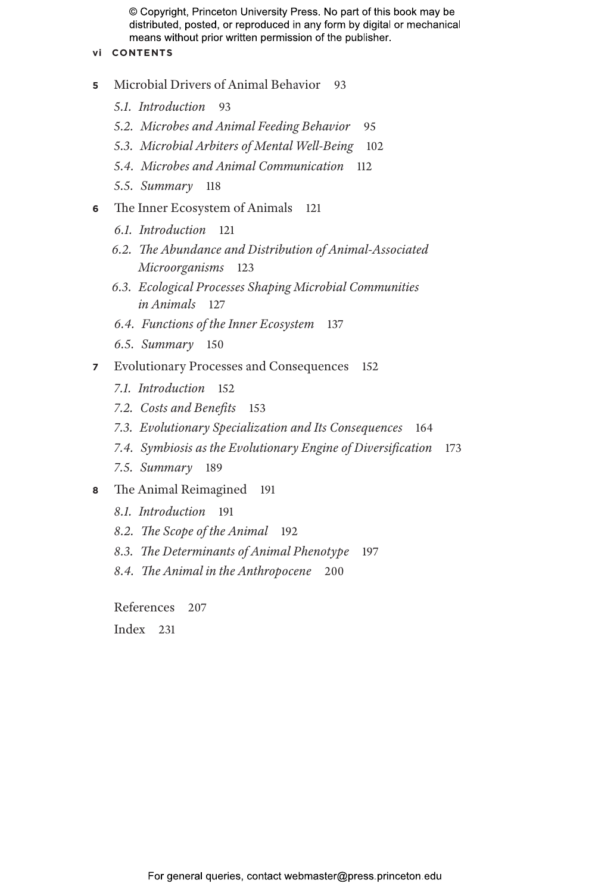5 Microbial Drivers of Animal Behavior 93

*5.1. Introduction* 93

*5.2. Microbes and Animal Feeding Behavior* 95

*5.3. Microbial Arbiters of Mental Well-Being* 102

*5.4. Microbes and Animal Communication* 112

*5.5. Summary* 118

6 The Inner Ecosystem of Animals 121

*6.1. Introduction* 121

*6.2. The Abundance and Distribution of Animal-Associated Microorganisms* 123

*6.3. Ecological Processes Shaping Microbial Communities in Animals* 127

*6.4. Functions of the Inner Ecosystem* 137

*6.5. Summary* 150

7 Evolutionary Processes and Consequences 152

*7.1. Introduction* 152

*7.2. Costs and Benefits* 153

*7.3. Evolutionary Specialization and Its Consequences* 164

*7.4. Symbiosis as the Evolutionary Engine of Diversification* 173

*7.5. Summary* 189

8 The Animal Reimagined 191

*8.1. Introduction* 191

*8.2. The Scope of the Animal* 192

*8.3. The Determinants of Animal Phenotype* 197

*8.4. The Animal in the Anthropocene* 200

References 207

Index 231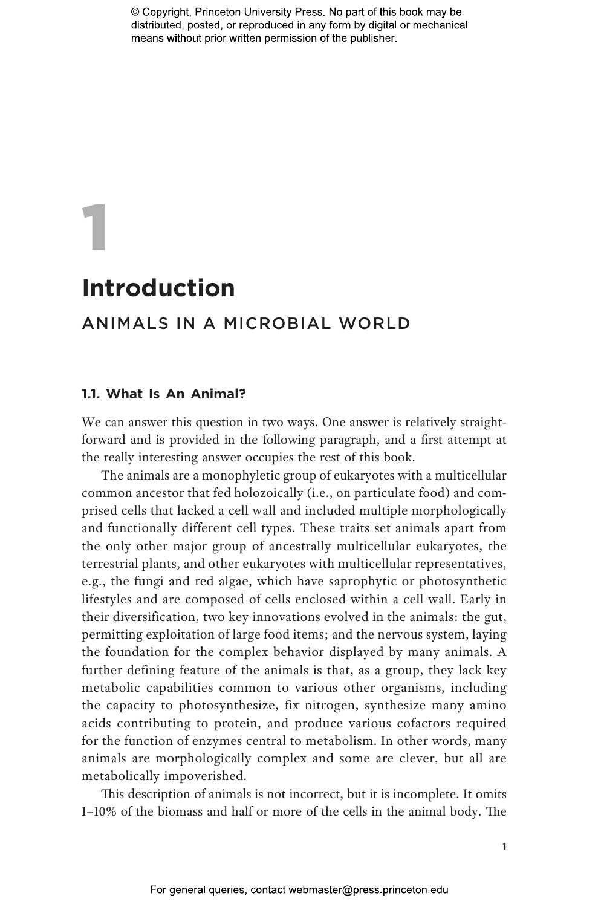# 1

# Introduction

## ANIMALS IN A MICROBIAL WORLD

### 1.1. What Is An Animal?

We can answer this question in two ways. One answer is relatively straightforward and is provided in the following paragraph, and a first attempt at the really interesting answer occupies the rest of this book.

The animals are a monophyletic group of eukaryotes with a multicellular common ancestor that fed holozoically (i.e., on particulate food) and comprised cells that lacked a cell wall and included multiple morphologically and functionally different cell types. These traits set animals apart from the only other major group of ancestrally multicellular eukaryotes, the terrestrial plants, and other eukaryotes with multicellular representatives, e.g., the fungi and red algae, which have saprophytic or photosynthetic lifestyles and are composed of cells enclosed within a cell wall. Early in their diversification, two key innovations evolved in the animals: the gut, permitting exploitation of large food items; and the nervous system, laying the foundation for the complex behavior displayed by many animals. A further defining feature of the animals is that, as a group, they lack key metabolic capabilities common to various other organisms, including the capacity to photosynthesize, fix nitrogen, synthesize many amino acids contributing to protein, and produce various cofactors required for the function of enzymes central to metabolism. In other words, many animals are morphologically complex and some are clever, but all are metabolically impoverished.

This description of animals is not incorrect, but it is incomplete. It omits 1–10% of the biomass and half or more of the cells in the animal body. The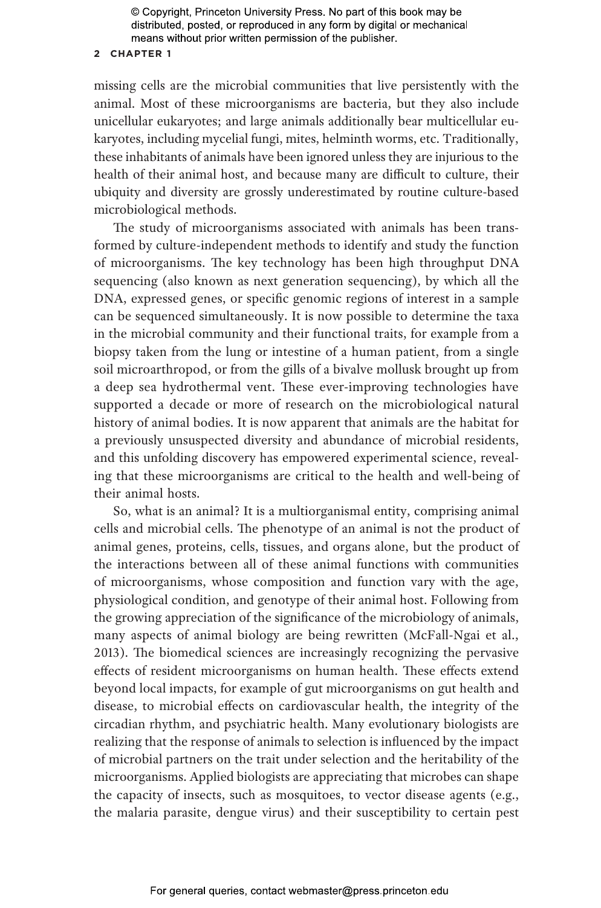missing cells are the microbial communities that live persistently with the animal. Most of these microorganisms are bacteria, but they also include unicellular eukaryotes; and large animals additionally bear multicellular eukaryotes, including mycelial fungi, mites, helminth worms, etc. Traditionally, these inhabitants of animals have been ignored unless they are injurious to the health of their animal host, and because many are difficult to culture, their ubiquity and diversity are grossly underestimated by routine culture-based microbiological methods.

The study of microorganisms associated with animals has been transformed by culture-independent methods to identify and study the function of microorganisms. The key technology has been high throughput DNA sequencing (also known as next generation sequencing), by which all the DNA, expressed genes, or specific genomic regions of interest in a sample can be sequenced simultaneously. It is now possible to determine the taxa in the microbial community and their functional traits, for example from a biopsy taken from the lung or intestine of a human patient, from a single soil microarthropod, or from the gills of a bivalve mollusk brought up from a deep sea hydrothermal vent. These ever-improving technologies have supported a decade or more of research on the microbiological natural history of animal bodies. It is now apparent that animals are the habitat for a previously unsuspected diversity and abundance of microbial residents, and this unfolding discovery has empowered experimental science, revealing that these microorganisms are critical to the health and well-being of their animal hosts.

So, what is an animal? It is a multiorganismal entity, comprising animal cells and microbial cells. The phenotype of an animal is not the product of animal genes, proteins, cells, tissues, and organs alone, but the product of the interactions between all of these animal functions with communities of microorganisms, whose composition and function vary with the age, physiological condition, and genotype of their animal host. Following from the growing appreciation of the significance of the microbiology of animals, many aspects of animal biology are being rewritten (McFall-Ngai et al., 2013). The biomedical sciences are increasingly recognizing the pervasive effects of resident microorganisms on human health. These effects extend beyond local impacts, for example of gut microorganisms on gut health and disease, to microbial effects on cardiovascular health, the integrity of the circadian rhythm, and psychiatric health. Many evolutionary biologists are realizing that the response of animals to selection is influenced by the impact of microbial partners on the trait under selection and the heritability of the microorganisms. Applied biologists are appreciating that microbes can shape the capacity of insects, such as mosquitoes, to vector disease agents (e.g., the malaria parasite, dengue virus) and their susceptibility to certain pest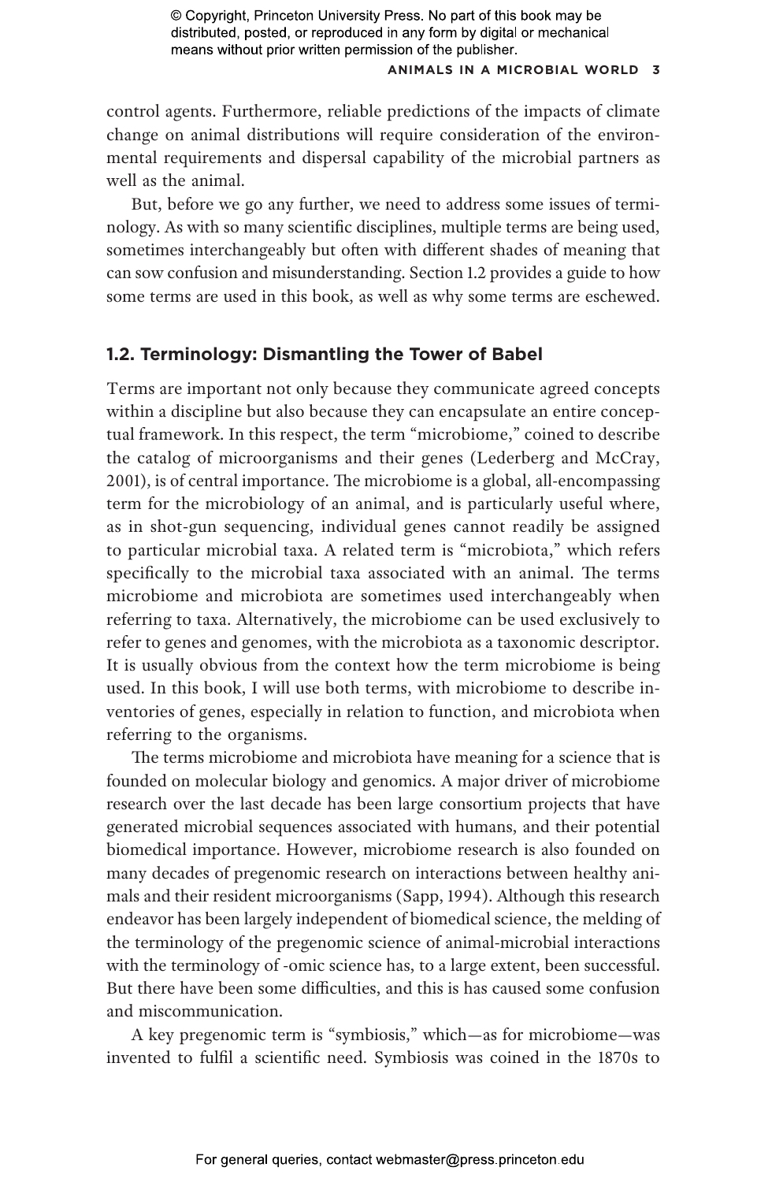control agents. Furthermore, reliable predictions of the impacts of climate change on animal distributions will require consideration of the environmental requirements and dispersal capability of the microbial partners as well as the animal.

But, before we go any further, we need to address some issues of terminology. As with so many scientific disciplines, multiple terms are being used, sometimes interchangeably but often with different shades of meaning that can sow confusion and misunderstanding. Section 1.2 provides a guide to how some terms are used in this book, as well as why some terms are eschewed.

## 1.2. Terminology: Dismantling the Tower of Babel

Terms are important not only because they communicate agreed concepts within a discipline but also because they can encapsulate an entire conceptual framework. In this respect, the term "microbiome," coined to describe the catalog of microorganisms and their genes (Lederberg and McCray, 2001), is of central importance. The microbiome is a global, all-encompassing term for the microbiology of an animal, and is particularly useful where, as in shot-gun sequencing, individual genes cannot readily be assigned to particular microbial taxa. A related term is "microbiota," which refers specifically to the microbial taxa associated with an animal. The terms microbiome and microbiota are sometimes used interchangeably when referring to taxa. Alternatively, the microbiome can be used exclusively to refer to genes and genomes, with the microbiota as a taxonomic descriptor. It is usually obvious from the context how the term microbiome is being used. In this book, I will use both terms, with microbiome to describe inventories of genes, especially in relation to function, and microbiota when referring to the organisms.

The terms microbiome and microbiota have meaning for a science that is founded on molecular biology and genomics. A major driver of microbiome research over the last decade has been large consortium projects that have generated microbial sequences associated with humans, and their potential biomedical importance. However, microbiome research is also founded on many decades of pregenomic research on interactions between healthy animals and their resident microorganisms (Sapp, 1994). Although this research endeavor has been largely independent of biomedical science, the melding of the terminology of the pregenomic science of animal-microbial interactions with the terminology of -omic science has, to a large extent, been successful. But there have been some difficulties, and this is has caused some confusion and miscommunication.

A key pregenomic term is "symbiosis," which—as for microbiome—was invented to fulfil a scientific need. Symbiosis was coined in the 1870s to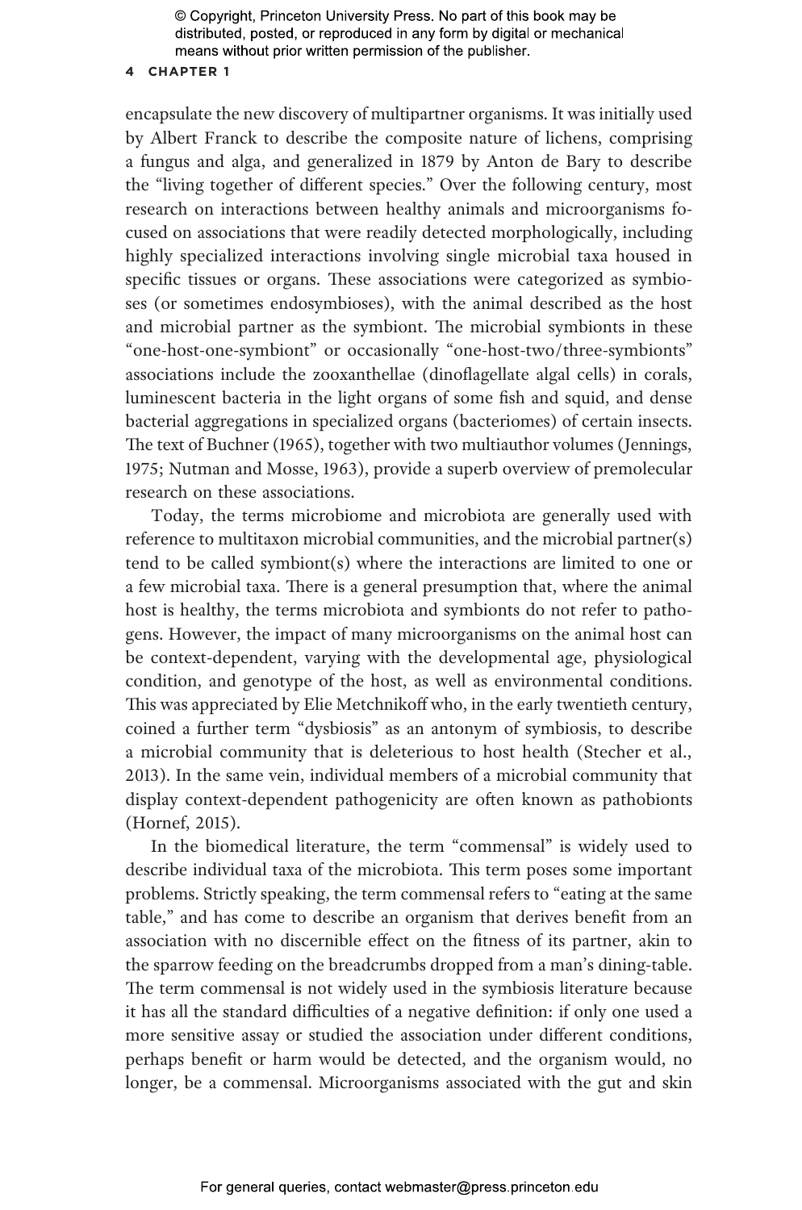encapsulate the new discovery of multipartner organisms. It was initially used by Albert Franck to describe the composite nature of lichens, comprising a fungus and alga, and generalized in 1879 by Anton de Bary to describe the "living together of different species." Over the following century, most research on interactions between healthy animals and microorganisms focused on associations that were readily detected morphologically, including highly specialized interactions involving single microbial taxa housed in specific tissues or organs. These associations were categorized as symbioses (or sometimes endosymbioses), with the animal described as the host and microbial partner as the symbiont. The microbial symbionts in these "one-host-one-symbiont" or occasionally "one-host-two/three-symbionts" associations include the zooxanthellae (dinoflagellate algal cells) in corals, luminescent bacteria in the light organs of some fish and squid, and dense bacterial aggregations in specialized organs (bacteriomes) of certain insects. The text of Buchner (1965), together with two multiauthor volumes (Jennings, 1975; Nutman and Mosse, 1963), provide a superb overview of premolecular research on these associations.

Today, the terms microbiome and microbiota are generally used with reference to multitaxon microbial communities, and the microbial partner(s) tend to be called symbiont(s) where the interactions are limited to one or a few microbial taxa. There is a general presumption that, where the animal host is healthy, the terms microbiota and symbionts do not refer to pathogens. However, the impact of many microorganisms on the animal host can be context-dependent, varying with the developmental age, physiological condition, and genotype of the host, as well as environmental conditions. This was appreciated by Elie Metchnikoff who, in the early twentieth century, coined a further term "dysbiosis" as an antonym of symbiosis, to describe a microbial community that is deleterious to host health (Stecher et al., 2013). In the same vein, individual members of a microbial community that display context-dependent pathogenicity are often known as pathobionts (Hornef, 2015).

In the biomedical literature, the term "commensal" is widely used to describe individual taxa of the microbiota. This term poses some important problems. Strictly speaking, the term commensal refers to "eating at the same table," and has come to describe an organism that derives benefit from an association with no discernible effect on the fitness of its partner, akin to the sparrow feeding on the breadcrumbs dropped from a man's dining-table. The term commensal is not widely used in the symbiosis literature because it has all the standard difficulties of a negative definition: if only one used a more sensitive assay or studied the association under different conditions, perhaps benefit or harm would be detected, and the organism would, no longer, be a commensal. Microorganisms associated with the gut and skin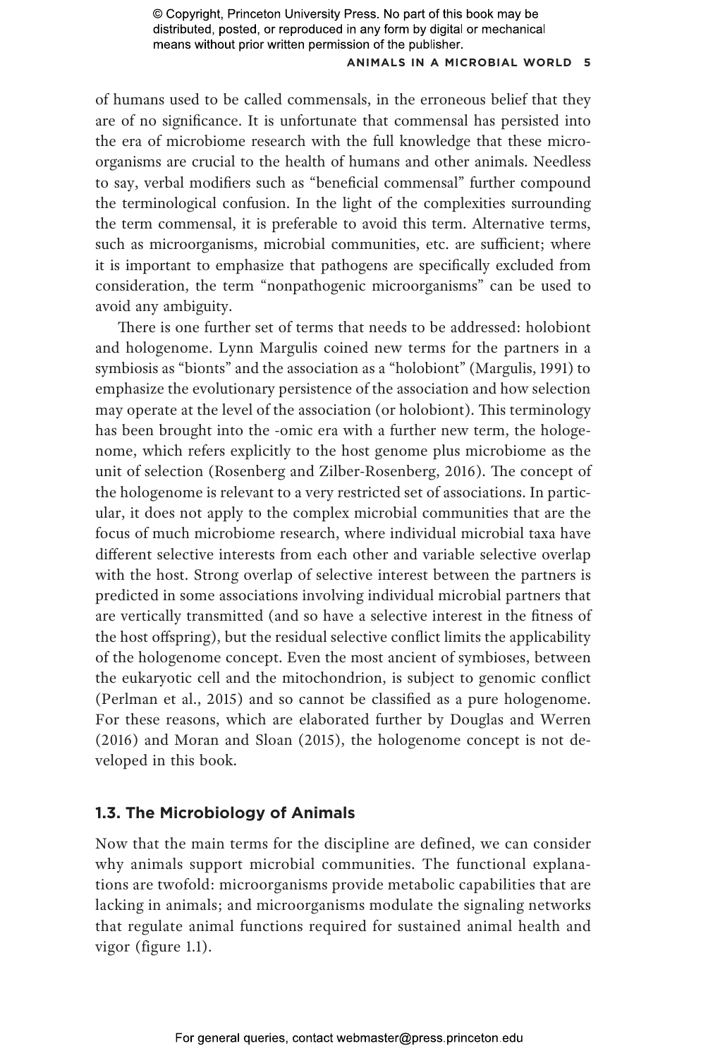of humans used to be called commensals, in the erroneous belief that they are of no significance. It is unfortunate that commensal has persisted into the era of microbiome research with the full knowledge that these microorganisms are crucial to the health of humans and other animals. Needless to say, verbal modifiers such as "beneficial commensal" further compound the terminological confusion. In the light of the complexities surrounding the term commensal, it is preferable to avoid this term. Alternative terms, such as microorganisms, microbial communities, etc. are sufficient; where it is important to emphasize that pathogens are specifically excluded from consideration, the term "nonpathogenic microorganisms" can be used to avoid any ambiguity.

There is one further set of terms that needs to be addressed: holobiont and hologenome. Lynn Margulis coined new terms for the partners in a symbiosis as "bionts" and the association as a "holobiont" (Margulis, 1991) to emphasize the evolutionary persistence of the association and how selection may operate at the level of the association (or holobiont). This terminology has been brought into the -omic era with a further new term, the hologenome, which refers explicitly to the host genome plus microbiome as the unit of selection (Rosenberg and Zilber-Rosenberg, 2016). The concept of the hologenome is relevant to a very restricted set of associations. In particular, it does not apply to the complex microbial communities that are the focus of much microbiome research, where individual microbial taxa have different selective interests from each other and variable selective overlap with the host. Strong overlap of selective interest between the partners is predicted in some associations involving individual microbial partners that are vertically transmitted (and so have a selective interest in the fitness of the host offspring), but the residual selective conflict limits the applicability of the hologenome concept. Even the most ancient of symbioses, between the eukaryotic cell and the mitochondrion, is subject to genomic conflict (Perlman et al., 2015) and so cannot be classified as a pure hologenome. For these reasons, which are elaborated further by Douglas and Werren (2016) and Moran and Sloan (2015), the hologenome concept is not developed in this book.

## 1.3. The Microbiology of Animals

Now that the main terms for the discipline are defined, we can consider why animals support microbial communities. The functional explanations are twofold: microorganisms provide metabolic capabilities that are lacking in animals; and microorganisms modulate the signaling networks that regulate animal functions required for sustained animal health and vigor (figure 1.1).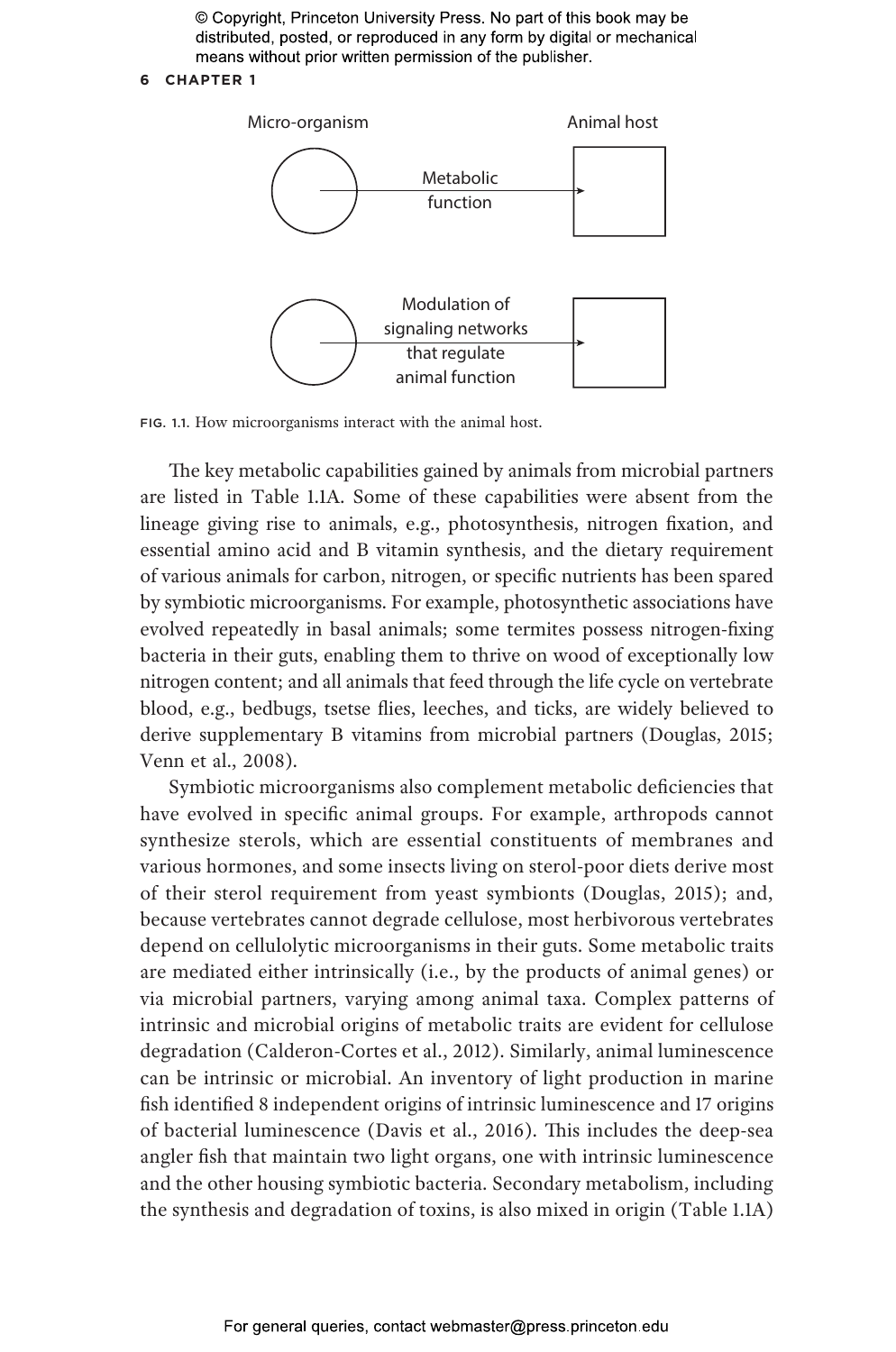Micro-organism

Animal host

Metabolic function

Modulation of signaling networks that regulate animal function

FIG. 1.1. How microorganisms interact with the animal host.

The key metabolic capabilities gained by animals from microbial partners are listed in Table 1.1A. Some of these capabilities were absent from the lineage giving rise to animals, e.g., photosynthesis, nitrogen fixation, and essential amino acid and B vitamin synthesis, and the dietary requirement of various animals for carbon, nitrogen, or specific nutrients has been spared by symbiotic microorganisms. For example, photosynthetic associations have evolved repeatedly in basal animals; some termites possess nitrogen-fixing bacteria in their guts, enabling them to thrive on wood of exceptionally low nitrogen content; and all animals that feed through the life cycle on vertebrate blood, e.g., bedbugs, tsetse flies, leeches, and ticks, are widely believed to derive supplementary B vitamins from microbial partners (Douglas, 2015; Venn et al., 2008).

Symbiotic microorganisms also complement metabolic deficiencies that have evolved in specific animal groups. For example, arthropods cannot synthesize sterols, which are essential constituents of membranes and various hormones, and some insects living on sterol-poor diets derive most of their sterol requirement from yeast symbionts (Douglas, 2015); and, because vertebrates cannot degrade cellulose, most herbivorous vertebrates depend on cellulolytic microorganisms in their guts. Some metabolic traits are mediated either intrinsically (i.e., by the products of animal genes) or via microbial partners, varying among animal taxa. Complex patterns of intrinsic and microbial origins of metabolic traits are evident for cellulose degradation (Calderon-Cortes et al., 2012). Similarly, animal luminescence can be intrinsic or microbial. An inventory of light production in marine fish identified 8 independent origins of intrinsic luminescence and 17 origins of bacterial luminescence (Davis et al., 2016). This includes the deep-sea angler fish that maintain two light organs, one with intrinsic luminescence and the other housing symbiotic bacteria. Secondary metabolism, including the synthesis and degradation of toxins, is also mixed in origin (Table 1.1A)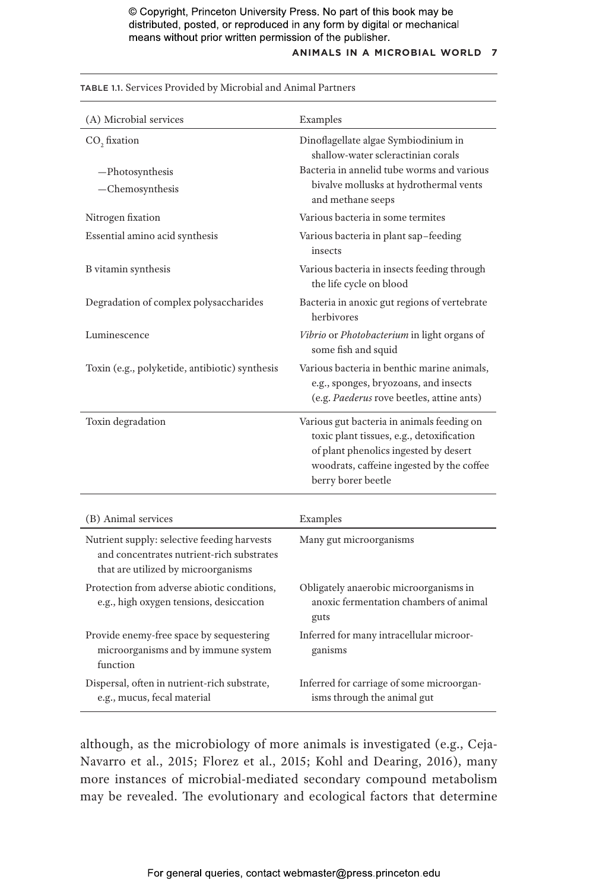TABLE 1.1. Services Provided by Microbial and Animal Partners

| (A) Microbial services | Examples |
| --- | --- |
| $CO_2$ fixation<br>—Photosynthesis<br>—Chemosynthesis | Dinoflagellate algae Symbiodinium in shallow-water scleractinian corals<br>Bacteria in annelid tube worms and various bivalve mollusks at hydrothermal vents and methane seeps |
| Nitrogen fixation | Various bacteria in some termites |
| Essential amino acid synthesis | Various bacteria in plant sap–feeding insects |
| B vitamin synthesis | Various bacteria in insects feeding through the life cycle on blood |
| Degradation of complex polysaccharides | Bacteria in anoxic gut regions of vertebrate herbivores |
| Luminescence | *Vibrio* or *Photobacterium* in light organs of some fish and squid |
| Toxin (e.g., polyketide, antibiotic) synthesis | Various bacteria in benthic marine animals, e.g., sponges, bryozoans, and insects (e.g. *Paederus* rove beetles, attine ants) |
| Toxin degradation | Various gut bacteria in animals feeding on toxic plant tissues, e.g., detoxification of plant phenolics ingested by desert woodrats, caffeine ingested by the coffee berry borer beetle |

| (B) Animal services | Examples |
| --- | --- |
| Nutrient supply: selective feeding harvests and concentrates nutrient-rich substrates that are utilized by microorganisms | Many gut microorganisms |
| Protection from adverse abiotic conditions, e.g., high oxygen tensions, desiccation | Obligately anaerobic microorganisms in anoxic fermentation chambers of animal guts |
| Provide enemy-free space by sequestering microorganisms and by immune system function | Inferred for many intracellular microorganisms |
| Dispersal, often in nutrient-rich substrate, e.g., mucus, fecal material | Inferred for carriage of some microorganisms through the animal gut |

although, as the microbiology of more animals is investigated (e.g., Ceja-Navarro et al., 2015; Florez et al., 2015; Kohl and Dearing, 2016), many more instances of microbial-mediated secondary compound metabolism may be revealed. The evolutionary and ecological factors that determine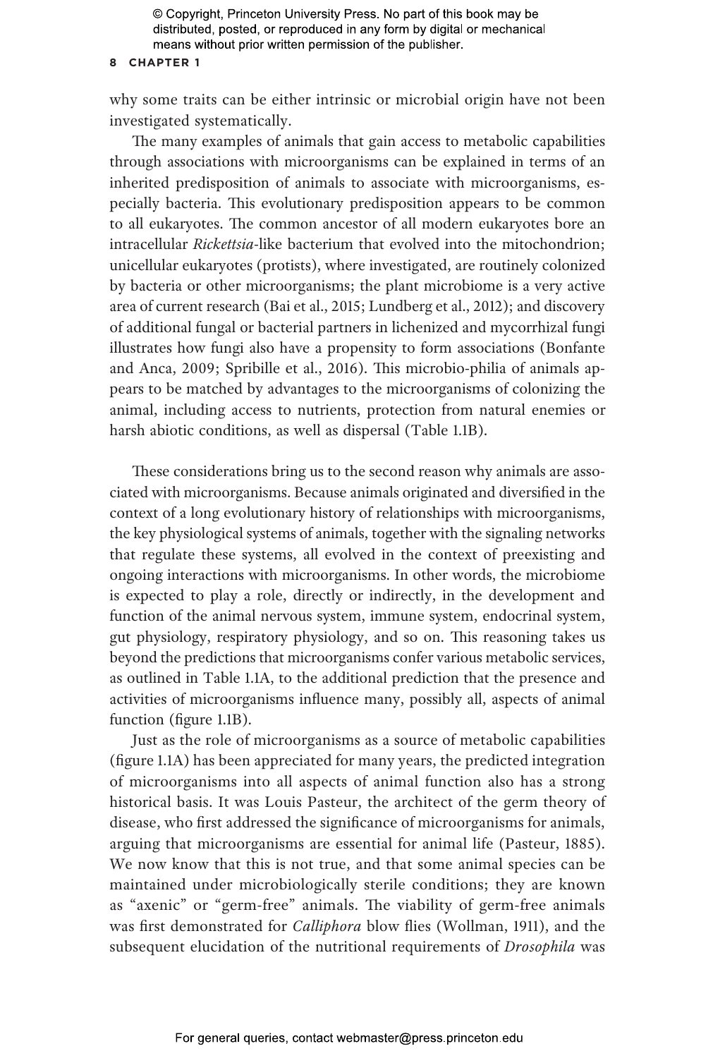why some traits can be either intrinsic or microbial origin have not been investigated systematically.

The many examples of animals that gain access to metabolic capabilities through associations with microorganisms can be explained in terms of an inherited predisposition of animals to associate with microorganisms, especially bacteria. This evolutionary predisposition appears to be common to all eukaryotes. The common ancestor of all modern eukaryotes bore an intracellular *Rickettsia*-like bacterium that evolved into the mitochondrion; unicellular eukaryotes (protists), where investigated, are routinely colonized by bacteria or other microorganisms; the plant microbiome is a very active area of current research (Bai et al., 2015; Lundberg et al., 2012); and discovery of additional fungal or bacterial partners in lichenized and mycorrhizal fungi illustrates how fungi also have a propensity to form associations (Bonfante and Anca, 2009; Spribille et al., 2016). This microbio-philia of animals appears to be matched by advantages to the microorganisms of colonizing the animal, including access to nutrients, protection from natural enemies or harsh abiotic conditions, as well as dispersal (Table 1.1B).

These considerations bring us to the second reason why animals are associated with microorganisms. Because animals originated and diversified in the context of a long evolutionary history of relationships with microorganisms, the key physiological systems of animals, together with the signaling networks that regulate these systems, all evolved in the context of preexisting and ongoing interactions with microorganisms. In other words, the microbiome is expected to play a role, directly or indirectly, in the development and function of the animal nervous system, immune system, endocrinal system, gut physiology, respiratory physiology, and so on. This reasoning takes us beyond the predictions that microorganisms confer various metabolic services, as outlined in Table 1.1A, to the additional prediction that the presence and activities of microorganisms influence many, possibly all, aspects of animal function (figure 1.1B).

Just as the role of microorganisms as a source of metabolic capabilities (figure 1.1A) has been appreciated for many years, the predicted integration of microorganisms into all aspects of animal function also has a strong historical basis. It was Louis Pasteur, the architect of the germ theory of disease, who first addressed the significance of microorganisms for animals, arguing that microorganisms are essential for animal life (Pasteur, 1885). We now know that this is not true, and that some animal species can be maintained under microbiologically sterile conditions; they are known as "axenic" or "germ-free" animals. The viability of germ-free animals was first demonstrated for *Calliphora* blow flies (Wollman, 1911), and the subsequent elucidation of the nutritional requirements of *Drosophila* was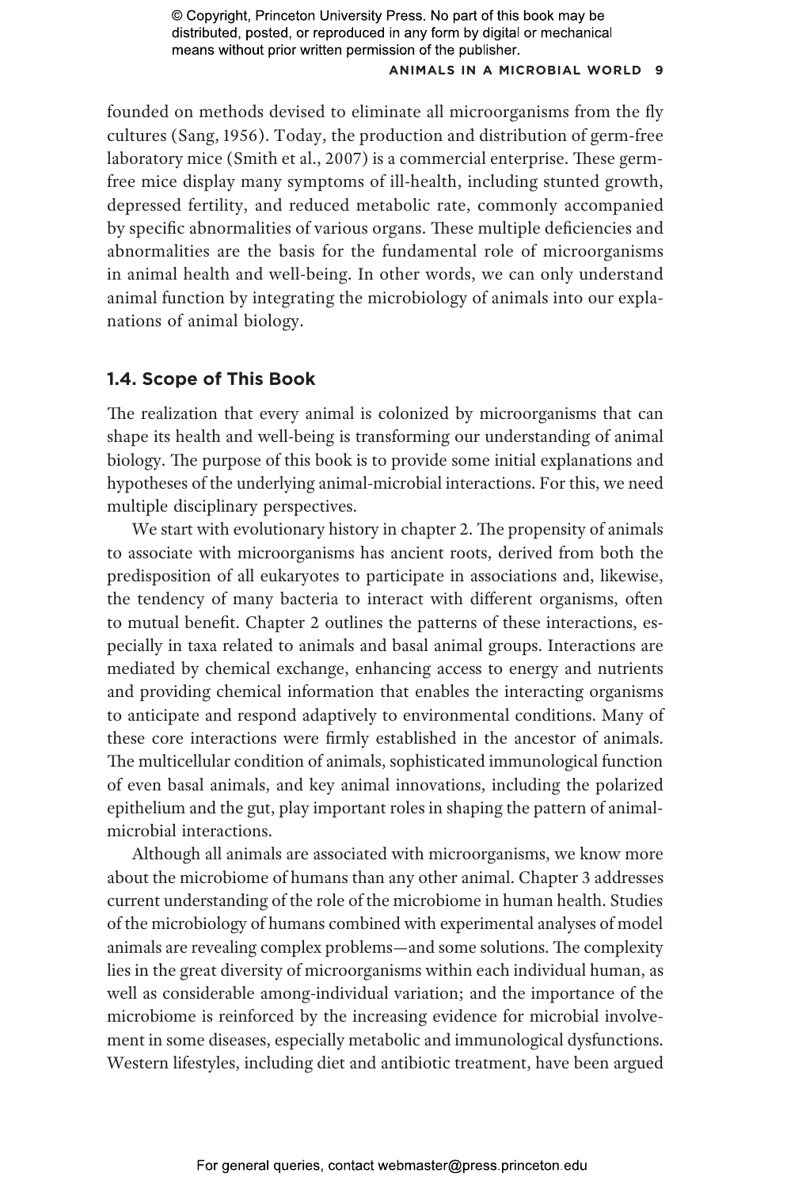founded on methods devised to eliminate all microorganisms from the fly cultures (Sang, 1956). Today, the production and distribution of germ-free laboratory mice (Smith et al., 2007) is a commercial enterprise. These germ-free mice display many symptoms of ill-health, including stunted growth, depressed fertility, and reduced metabolic rate, commonly accompanied by specific abnormalities of various organs. These multiple deficiencies and abnormalities are the basis for the fundamental role of microorganisms in animal health and well-being. In other words, we can only understand animal function by integrating the microbiology of animals into our explanations of animal biology.

## 1.4. Scope of This Book

The realization that every animal is colonized by microorganisms that can shape its health and well-being is transforming our understanding of animal biology. The purpose of this book is to provide some initial explanations and hypotheses of the underlying animal-microbial interactions. For this, we need multiple disciplinary perspectives.

We start with evolutionary history in chapter 2. The propensity of animals to associate with microorganisms has ancient roots, derived from both the predisposition of all eukaryotes to participate in associations and, likewise, the tendency of many bacteria to interact with different organisms, often to mutual benefit. Chapter 2 outlines the patterns of these interactions, especially in taxa related to animals and basal animal groups. Interactions are mediated by chemical exchange, enhancing access to energy and nutrients and providing chemical information that enables the interacting organisms to anticipate and respond adaptively to environmental conditions. Many of these core interactions were firmly established in the ancestor of animals. The multicellular condition of animals, sophisticated immunological function of even basal animals, and key animal innovations, including the polarized epithelium and the gut, play important roles in shaping the pattern of animal-microbial interactions.

Although all animals are associated with microorganisms, we know more about the microbiome of humans than any other animal. Chapter 3 addresses current understanding of the role of the microbiome in human health. Studies of the microbiology of humans combined with experimental analyses of model animals are revealing complex problems—and some solutions. The complexity lies in the great diversity of microorganisms within each individual human, as well as considerable among-individual variation; and the importance of the microbiome is reinforced by the increasing evidence for microbial involvement in some diseases, especially metabolic and immunological dysfunctions. Western lifestyles, including diet and antibiotic treatment, have been argued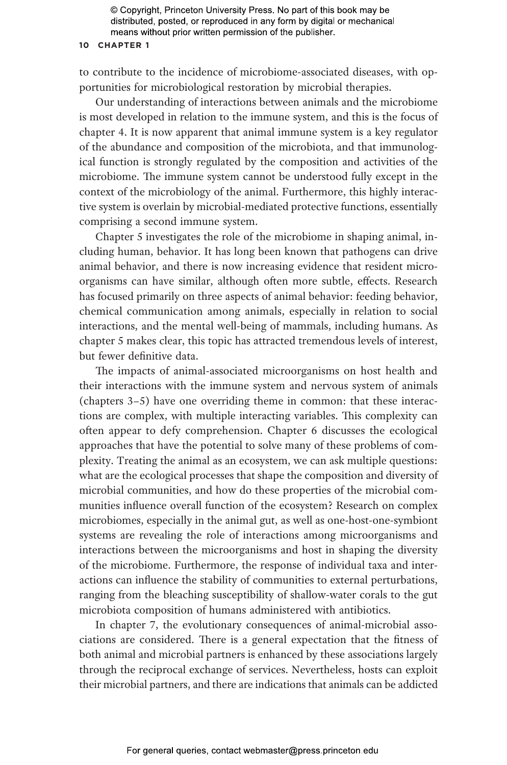to contribute to the incidence of microbiome-associated diseases, with opportunities for microbiological restoration by microbial therapies.

Our understanding of interactions between animals and the microbiome is most developed in relation to the immune system, and this is the focus of chapter 4. It is now apparent that animal immune system is a key regulator of the abundance and composition of the microbiota, and that immunological function is strongly regulated by the composition and activities of the microbiome. The immune system cannot be understood fully except in the context of the microbiology of the animal. Furthermore, this highly interactive system is overlain by microbial-mediated protective functions, essentially comprising a second immune system.

Chapter 5 investigates the role of the microbiome in shaping animal, including human, behavior. It has long been known that pathogens can drive animal behavior, and there is now increasing evidence that resident microorganisms can have similar, although often more subtle, effects. Research has focused primarily on three aspects of animal behavior: feeding behavior, chemical communication among animals, especially in relation to social interactions, and the mental well-being of mammals, including humans. As chapter 5 makes clear, this topic has attracted tremendous levels of interest, but fewer definitive data.

The impacts of animal-associated microorganisms on host health and their interactions with the immune system and nervous system of animals (chapters 3–5) have one overriding theme in common: that these interactions are complex, with multiple interacting variables. This complexity can often appear to defy comprehension. Chapter 6 discusses the ecological approaches that have the potential to solve many of these problems of complexity. Treating the animal as an ecosystem, we can ask multiple questions: what are the ecological processes that shape the composition and diversity of microbial communities, and how do these properties of the microbial communities influence overall function of the ecosystem? Research on complex microbiomes, especially in the animal gut, as well as one-host-one-symbiont systems are revealing the role of interactions among microorganisms and interactions between the microorganisms and host in shaping the diversity of the microbiome. Furthermore, the response of individual taxa and interactions can influence the stability of communities to external perturbations, ranging from the bleaching susceptibility of shallow-water corals to the gut microbiota composition of humans administered with antibiotics.

In chapter 7, the evolutionary consequences of animal-microbial associations are considered. There is a general expectation that the fitness of both animal and microbial partners is enhanced by these associations largely through the reciprocal exchange of services. Nevertheless, hosts can exploit their microbial partners, and there are indications that animals can be addicted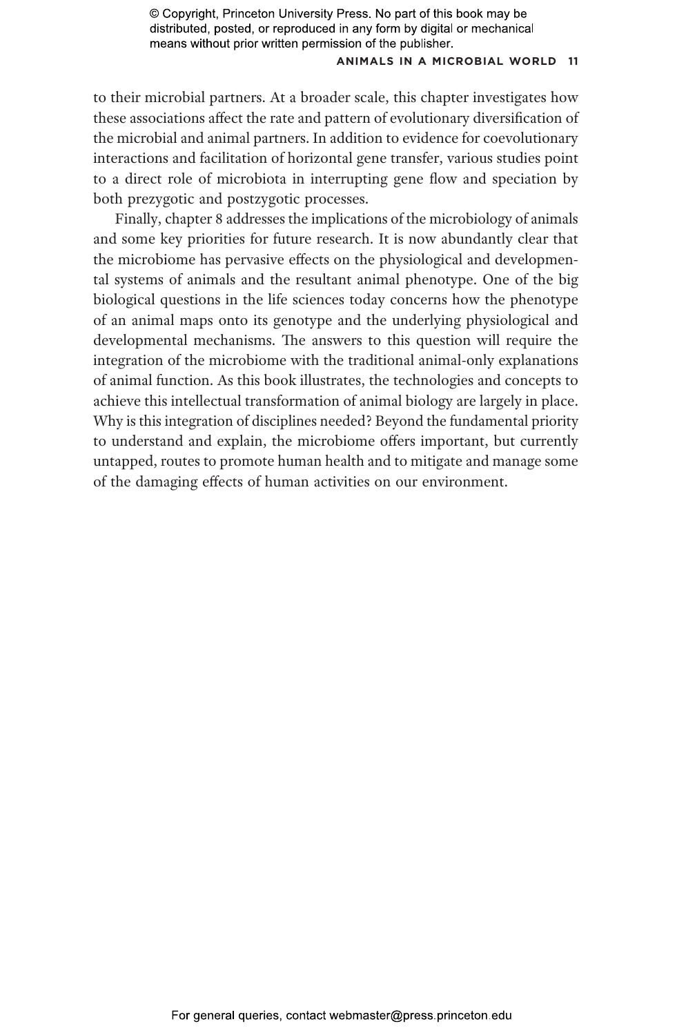to their microbial partners. At a broader scale, this chapter investigates how these associations affect the rate and pattern of evolutionary diversification of the microbial and animal partners. In addition to evidence for coevolutionary interactions and facilitation of horizontal gene transfer, various studies point to a direct role of microbiota in interrupting gene flow and speciation by both prezygotic and postzygotic processes.

Finally, chapter 8 addresses the implications of the microbiology of animals and some key priorities for future research. It is now abundantly clear that the microbiome has pervasive effects on the physiological and developmental systems of animals and the resultant animal phenotype. One of the big biological questions in the life sciences today concerns how the phenotype of an animal maps onto its genotype and the underlying physiological and developmental mechanisms. The answers to this question will require the integration of the microbiome with the traditional animal-only explanations of animal function. As this book illustrates, the technologies and concepts to achieve this intellectual transformation of animal biology are largely in place. Why is this integration of disciplines needed? Beyond the fundamental priority to understand and explain, the microbiome offers important, but currently untapped, routes to promote human health and to mitigate and manage some of the damaging effects of human activities on our environment.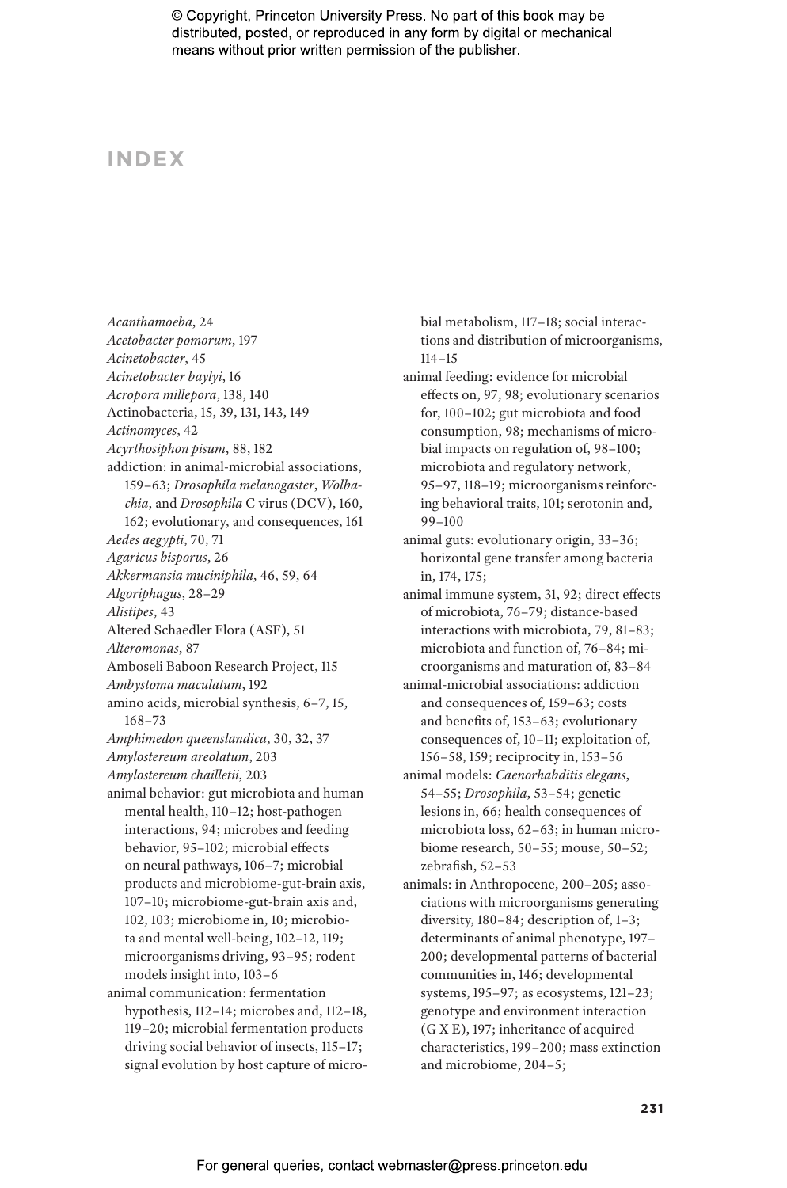# INDEX

*Acanthamoeba*, 24
*Acetobacter pomorum*, 197
*Acinetobacter*, 45
*Acinetobacter baylyi*, 16
*Acropora millepora*, 138, 140
Actinobacteria, 15, 39, 131, 143, 149
*Actinomyces*, 42
*Acyrthosiphon pisum*, 88, 182
addiction: in animal-microbial associations, 159–63; *Drosophila melanogaster*, *Wolbachia*, and *Drosophila* C virus (DCV), 160, 162; evolutionary, and consequences, 161
*Aedes aegypti*, 70, 71
*Agaricus bisporus*, 26
*Akkermansia muciniphila*, 46, 59, 64
*Algoriphagus*, 28–29
*Alistipes*, 43
Altered Schaedler Flora (ASF), 51
*Alteromonas*, 87
Amboseli Baboon Research Project, 115
*Ambystoma maculatum*, 192
amino acids, microbial synthesis, 6–7, 15, 168–73
*Amphimedon queenslandica*, 30, 32, 37
*Amylostereum areolatum*, 203
*Amylostereum chailletii*, 203
animal behavior: gut microbiota and human mental health, 110–12; host-pathogen interactions, 94; microbes and feeding behavior, 95–102; microbial effects on neural pathways, 106–7; microbial products and microbiome-gut-brain axis, 107–10; microbiome-gut-brain axis and, 102, 103; microbiome in, 10; microbiota and mental well-being, 102–12, 119; microorganisms driving, 93–95; rodent models insight into, 103–6
animal communication: fermentation hypothesis, 112–14; microbes and, 112–18, 119–20; microbial fermentation products driving social behavior of insects, 115–17; signal evolution by host capture of microbial metabolism, 117–18; social interactions and distribution of microorganisms, 114–15
animal feeding: evidence for microbial effects on, 97, 98; evolutionary scenarios for, 100–102; gut microbiota and food consumption, 98; mechanisms of microbial impacts on regulation of, 98–100; microbiota and regulatory network, 95–97, 118–19; microorganisms reinforcing behavioral traits, 101; serotonin and, 99–100
animal guts: evolutionary origin, 33–36; horizontal gene transfer among bacteria in, 174, 175;
animal immune system, 31, 92; direct effects of microbiota, 76–79; distance-based interactions with microbiota, 79, 81–83; microbiota and function of, 76–84; microorganisms and maturation of, 83–84
animal-microbial associations: addiction and consequences of, 159–63; costs and benefits of, 153–63; evolutionary consequences of, 10–11; exploitation of, 156–58, 159; reciprocity in, 153–56
animal models: *Caenorhabditis elegans*, 54–55; *Drosophila*, 53–54; genetic lesions in, 66; health consequences of microbiota loss, 62–63; in human microbiome research, 50–55; mouse, 50–52; zebrafish, 52–53
animals: in Anthropocene, 200–205; associations with microorganisms generating diversity, 180–84; description of, 1–3; determinants of animal phenotype, 197–200; developmental patterns of bacterial communities in, 146; developmental systems, 195–97; as ecosystems, 121–23; genotype and environment interaction (G X E), 197; inheritance of acquired characteristics, 199–200; mass extinction and microbiome, 204–5;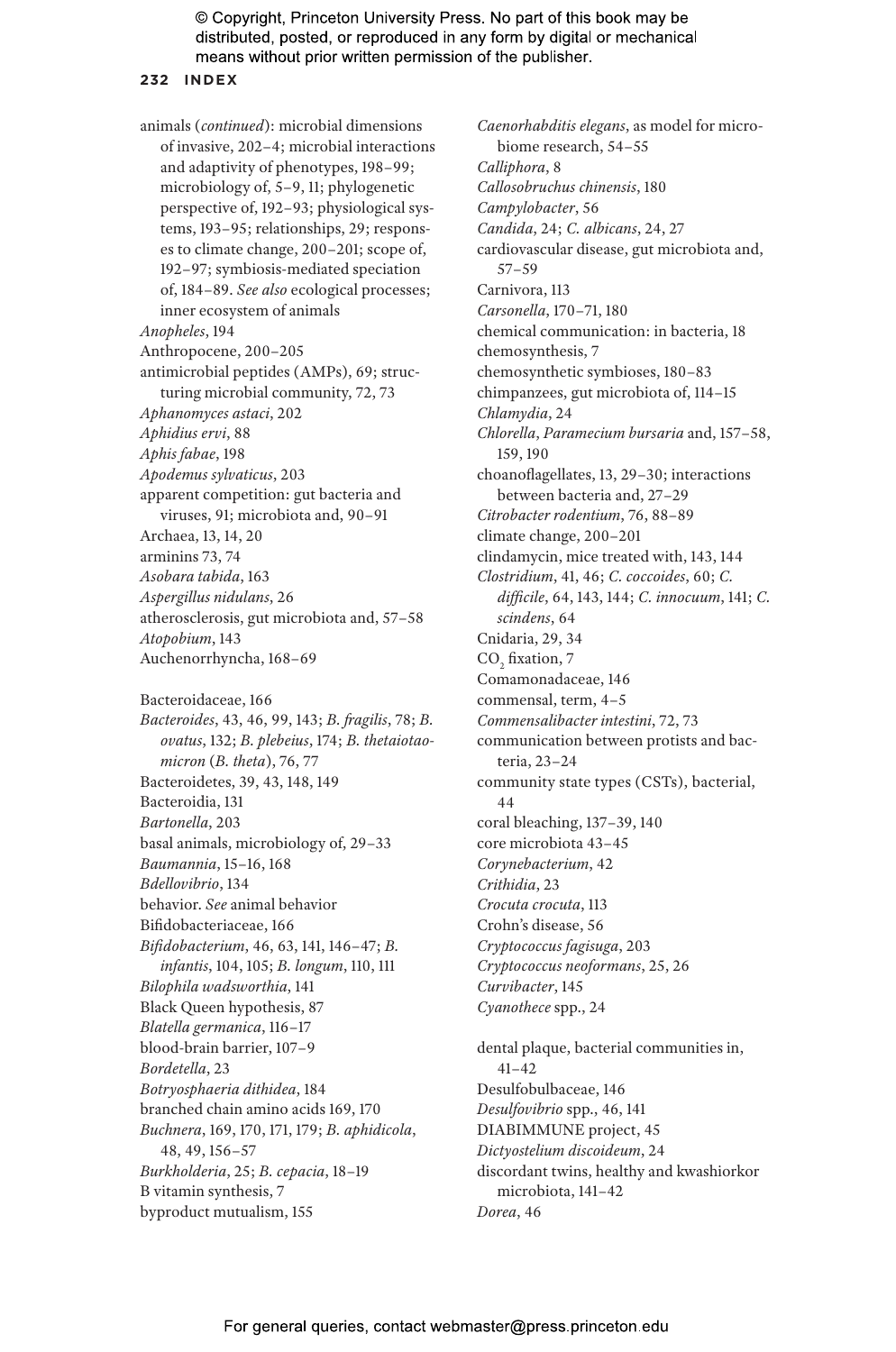animals (*continued*): microbial dimensions of invasive, 202–4; microbial interactions and adaptivity of phenotypes, 198–99; microbiology of, 5–9, 11; phylogenetic perspective of, 192–93; physiological systems, 193–95; relationships, 29; responses to climate change, 200–201; scope of, 192–97; symbiosis-mediated speciation of, 184–89. *See also* ecological processes; inner ecosystem of animals
*Anopheles*, 194
Anthropocene, 200–205
antimicrobial peptides (AMPs), 69; structuring microbial community, 72, 73
*Aphanomyces astaci*, 202
*Aphidius ervi*, 88
*Aphis fabae*, 198
*Apodemus sylvaticus*, 203
apparent competition: gut bacteria and viruses, 91; microbiota and, 90–91
Archaea, 13, 14, 20
arminins 73, 74
*Asobara tabida*, 163
*Aspergillus nidulans*, 26
atherosclerosis, gut microbiota and, 57–58
*Atopobium*, 143
Auchenorrhyncha, 168–69

Bacteroidaceae, 166
*Bacteroides*, 43, 46, 99, 143; *B. fragilis*, 78; *B. ovatus*, 132; *B. plebeius*, 174; *B. thetaiotaomicron* (*B. theta*), 76, 77
Bacteroidetes, 39, 43, 148, 149
Bacteroidia, 131
*Bartonella*, 203
basal animals, microbiology of, 29–33
*Baumannia*, 15–16, 168
*Bdellovibrio*, 134
behavior. *See* animal behavior
Bifidobacteriaceae, 166
*Bifidobacterium*, 46, 63, 141, 146–47; *B. infantis*, 104, 105; *B. longum*, 110, 111
*Bilophila wadsworthia*, 141
Black Queen hypothesis, 87
*Blatella germanica*, 116–17
blood-brain barrier, 107–9
*Bordetella*, 23
*Botryosphaeria dithidea*, 184
branched chain amino acids 169, 170
*Buchnera*, 169, 170, 171, 179; *B. aphidicola*, 48, 49, 156–57
*Burkholderia*, 25; *B. cepacia*, 18–19
B vitamin synthesis, 7
byproduct mutualism, 155

*Caenorhabditis elegans*, as model for microbiome research, 54–55
*Calliphora*, 8
*Callosobruchus chinensis*, 180
*Campylobacter*, 56
*Candida*, 24; *C. albicans*, 24, 27
cardiovascular disease, gut microbiota and, 57–59
Carnivora, 113
*Carsonella*, 170–71, 180
chemical communication: in bacteria, 18
chemosynthesis, 7
chemosynthetic symbioses, 180–83
chimpanzees, gut microbiota of, 114–15
*Chlamydia*, 24
*Chlorella*, *Paramecium bursaria* and, 157–58, 159, 190
choanoflagellates, 13, 29–30; interactions between bacteria and, 27–29
*Citrobacter rodentium*, 76, 88–89
climate change, 200–201
clindamycin, mice treated with, 143, 144
*Clostridium*, 41, 46; *C. coccoides*, 60; *C. difficile*, 64, 143, 144; *C. innocuum*, 141; *C. scindens*, 64
Cnidaria, 29, 34
$CO_2$ fixation, 7
Comamonadaceae, 146
commensal, term, 4–5
*Commensalibacter intestini*, 72, 73
communication between protists and bacteria, 23–24
community state types (CSTs), bacterial, 44
coral bleaching, 137–39, 140
core microbiota 43–45
*Corynebacterium*, 42
*Crithidia*, 23
*Crocuta crocuta*, 113
Crohn's disease, 56
*Cryptococcus fagisuga*, 203
*Cryptococcus neoformans*, 25, 26
*Curvibacter*, 145
*Cyanothece* spp., 24

dental plaque, bacterial communities in, 41–42
Desulfobulbaceae, 146
*Desulfovibrio* spp., 46, 141
DIABIMMUNE project, 45
*Dictyostelium discoideum*, 24
discordant twins, healthy and kwashiorkor microbiota, 141–42
*Dorea*, 46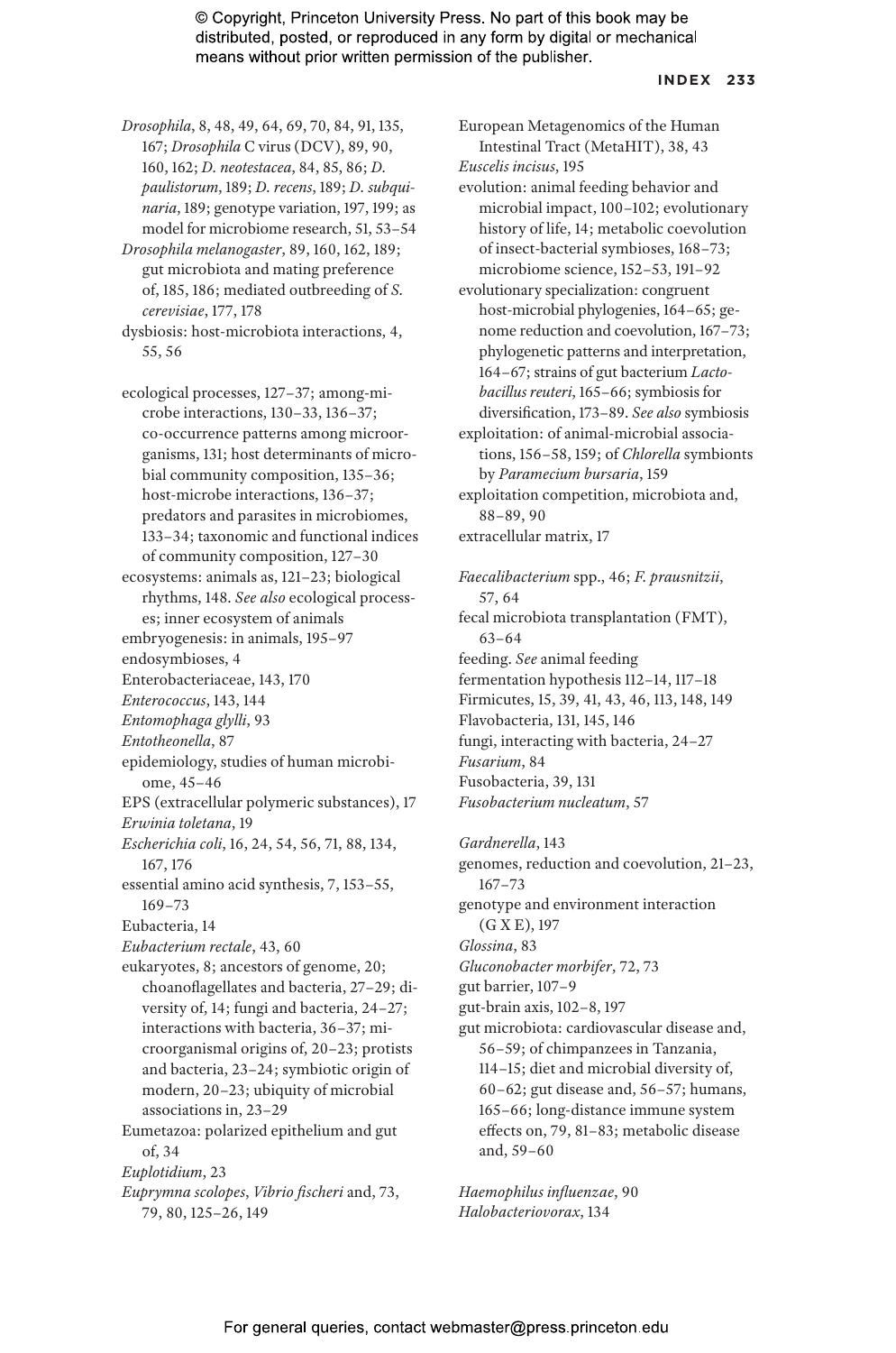*Drosophila*, 8, 48, 49, 64, 69, 70, 84, 91, 135, 167; *Drosophila* C virus (DCV), 89, 90, 160, 162; *D. neotestacea*, 84, 85, 86; *D. paulistorum*, 189; *D. recens*, 189; *D. subquinaria*, 189; genotype variation, 197, 199; as model for microbiome research, 51, 53–54

*Drosophila melanogaster*, 89, 160, 162, 189; gut microbiota and mating preference of, 185, 186; mediated outbreeding of *S. cerevisiae*, 177, 178

dysbiosis: host-microbiota interactions, 4, 55, 56

ecological processes, 127–37; among-microbe interactions, 130–33, 136–37; co-occurrence patterns among microorganisms, 131; host determinants of microbial community composition, 135–36; host-microbe interactions, 136–37; predators and parasites in microbiomes, 133–34; taxonomic and functional indices of community composition, 127–30

ecosystems: animals as, 121–23; biological rhythms, 148. *See also* ecological processes; inner ecosystem of animals

embryogenesis: in animals, 195–97

endosymbioses, 4

Enterobacteriaceae, 143, 170

*Enterococcus*, 143, 144

*Entomophaga glylli*, 93

*Entotheonella*, 87

epidemiology, studies of human microbiome, 45–46

EPS (extracellular polymeric substances), 17

*Erwinia toletana*, 19

*Escherichia coli*, 16, 24, 54, 56, 71, 88, 134, 167, 176

essential amino acid synthesis, 7, 153–55, 169–73

Eubacteria, 14

*Eubacterium rectale*, 43, 60

eukaryotes, 8; ancestors of genome, 20; choanoflagellates and bacteria, 27–29; diversity of, 14; fungi and bacteria, 24–27; interactions with bacteria, 36–37; microorganismal origins of, 20–23; protists and bacteria, 23–24; symbiotic origin of modern, 20–23; ubiquity of microbial associations in, 23–29

Eumetazoa: polarized epithelium and gut of, 34

*Euplotidium*, 23

*Euprymna scolopes*, *Vibrio fischeri* and, 73, 79, 80, 125–26, 149

European Metagenomics of the Human Intestinal Tract (MetaHIT), 38, 43

*Euscelis incisus*, 195

evolution: animal feeding behavior and microbial impact, 100–102; evolutionary history of life, 14; metabolic coevolution of insect-bacterial symbioses, 168–73; microbiome science, 152–53, 191–92

evolutionary specialization: congruent host-microbial phylogenies, 164–65; genome reduction and coevolution, 167–73; phylogenetic patterns and interpretation, 164–67; strains of gut bacterium *Lactobacillus reuteri*, 165–66; symbiosis for diversification, 173–89. *See also* symbiosis

exploitation: of animal-microbial associations, 156–58, 159; of *Chlorella* symbionts by *Paramecium bursaria*, 159

exploitation competition, microbiota and, 88–89, 90

extracellular matrix, 17

*Faecalibacterium* spp., 46; *F. prausnitzii*, 57, 64

fecal microbiota transplantation (FMT), 63–64

feeding. *See* animal feeding

fermentation hypothesis 112–14, 117–18

Firmicutes, 15, 39, 41, 43, 46, 113, 148, 149

Flavobacteria, 131, 145, 146

fungi, interacting with bacteria, 24–27

*Fusarium*, 84

Fusobacteria, 39, 131

*Fusobacterium nucleatum*, 57

*Gardnerella*, 143

genomes, reduction and coevolution, 21–23, 167–73

genotype and environment interaction (G X E), 197

*Glossina*, 83

*Gluconobacter morbifer*, 72, 73

gut barrier, 107–9

gut-brain axis, 102–8, 197

gut microbiota: cardiovascular disease and, 56–59; of chimpanzees in Tanzania, 114–15; diet and microbial diversity of, 60–62; gut disease and, 56–57; humans, 165–66; long-distance immune system effects on, 79, 81–83; metabolic disease and, 59–60

*Haemophilus influenzae*, 90

*Halobacteriovorax*, 134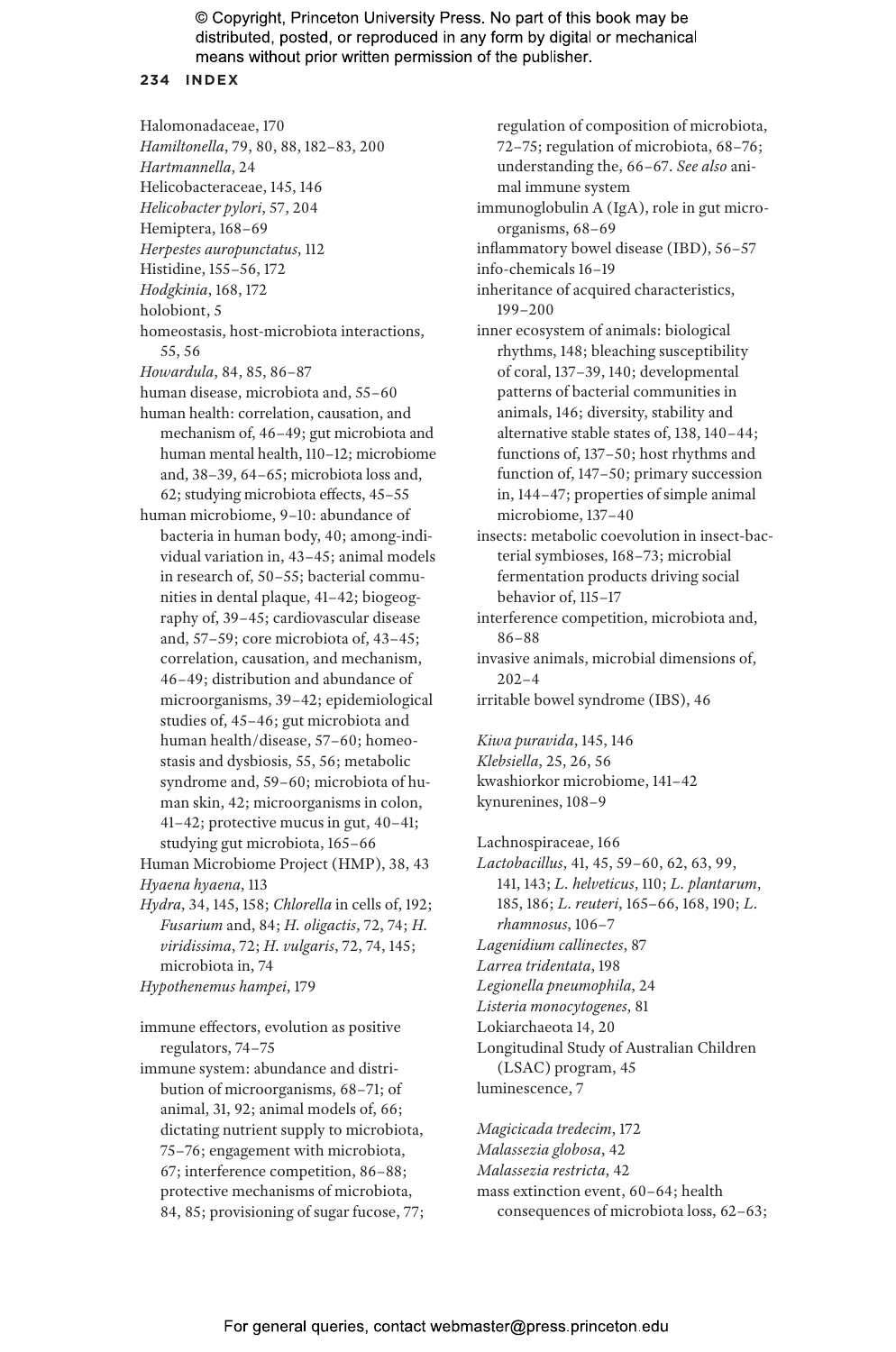Halomonadaceae, 170
*Hamiltonella*, 79, 80, 88, 182–83, 200
*Hartmannella*, 24
Helicobacteraceae, 145, 146
*Helicobacter pylori*, 57, 204
Hemiptera, 168–69
*Herpestes auropunctatus*, 112
Histidine, 155–56, 172
*Hodgkinia*, 168, 172
holobiont, 5
homeostasis, host-microbiota interactions, 55, 56
*Howardula*, 84, 85, 86–87
human disease, microbiota and, 55–60
human health: correlation, causation, and mechanism of, 46–49; gut microbiota and human mental health, 110–12; microbiome and, 38–39, 64–65; microbiota loss and, 62; studying microbiota effects, 45–55
human microbiome, 9–10: abundance of bacteria in human body, 40; among-individual variation in, 43–45; animal models in research of, 50–55; bacterial communities in dental plaque, 41–42; biogeography of, 39–45; cardiovascular disease and, 57–59; core microbiota of, 43–45; correlation, causation, and mechanism, 46–49; distribution and abundance of microorganisms, 39–42; epidemiological studies of, 45–46; gut microbiota and human health/disease, 57–60; homeostasis and dysbiosis, 55, 56; metabolic syndrome and, 59–60; microbiota of human skin, 42; microorganisms in colon, 41–42; protective mucus in gut, 40–41; studying gut microbiota, 165–66
Human Microbiome Project (HMP), 38, 43
*Hyaena hyaena*, 113
*Hydra*, 34, 145, 158; *Chlorella* in cells of, 192; *Fusarium* and, 84; *H. oligactis*, 72, 74; *H. viridissima*, 72; *H. vulgaris*, 72, 74, 145; microbiota in, 74
*Hypothenemus hampei*, 179

immune effectors, evolution as positive regulators, 74–75
immune system: abundance and distribution of microorganisms, 68–71; of animal, 31, 92; animal models of, 66; dictating nutrient supply to microbiota, 75–76; engagement with microbiota, 67; interference competition, 86–88; protective mechanisms of microbiota, 84, 85; provisioning of sugar fucose, 77; regulation of composition of microbiota, 72–75; regulation of microbiota, 68–76; understanding the, 66–67. *See also* animal immune system
immunoglobulin A (IgA), role in gut microorganisms, 68–69
inflammatory bowel disease (IBD), 56–57
info-chemicals 16–19
inheritance of acquired characteristics, 199–200
inner ecosystem of animals: biological rhythms, 148; bleaching susceptibility of coral, 137–39, 140; developmental patterns of bacterial communities in animals, 146; diversity, stability and alternative stable states of, 138, 140–44; functions of, 137–50; host rhythms and function of, 147–50; primary succession in, 144–47; properties of simple animal microbiome, 137–40
insects: metabolic coevolution in insect-bacterial symbioses, 168–73; microbial fermentation products driving social behavior of, 115–17
interference competition, microbiota and, 86–88
invasive animals, microbial dimensions of, 202–4
irritable bowel syndrome (IBS), 46

*Kiwa puravida*, 145, 146
*Klebsiella*, 25, 26, 56
kwashiorkor microbiome, 141–42
kynurenines, 108–9

Lachnospiraceae, 166
*Lactobacillus*, 41, 45, 59–60, 62, 63, 99, 141, 143; *L. helveticus*, 110; *L. plantarum*, 185, 186; *L. reuteri*, 165–66, 168, 190; *L. rhamnosus*, 106–7
*Lagenidium callinectes*, 87
*Larrea tridentata*, 198
*Legionella pneumophila*, 24
*Listeria monocytogenes*, 81
Lokiarchaeota 14, 20
Longitudinal Study of Australian Children (LSAC) program, 45
luminescence, 7

*Magicicada tredecim*, 172
*Malassezia globosa*, 42
*Malassezia restricta*, 42
mass extinction event, 60–64; health consequences of microbiota loss, 62–63;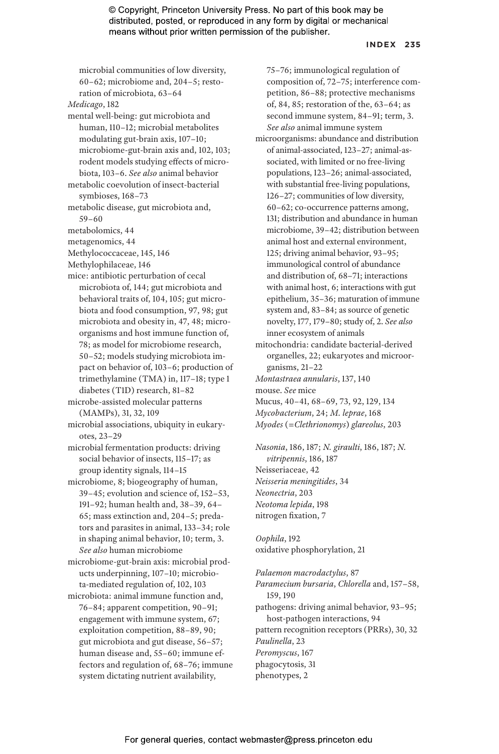microbial communities of low diversity, 60–62; microbiome and, 204–5; restoration of microbiota, 63–64

*Medicago*, 182

mental well-being: gut microbiota and human, 110–12; microbial metabolites modulating gut-brain axis, 107–10; microbiome-gut-brain axis and, 102, 103; rodent models studying effects of microbiota, 103–6. *See also* animal behavior

metabolic coevolution of insect-bacterial symbioses, 168–73

metabolic disease, gut microbiota and, 59–60

metabolomics, 44

metagenomics, 44

Methylococcaceae, 145, 146

Methylophilaceae, 146

mice: antibiotic perturbation of cecal microbiota of, 144; gut microbiota and behavioral traits of, 104, 105; gut microbiota and food consumption, 97, 98; gut microbiota and obesity in, 47, 48; microorganisms and host immune function of, 78; as model for microbiome research, 50–52; models studying microbiota impact on behavior of, 103–6; production of trimethylamine (TMA) in, 117–18; type 1 diabetes (T1D) research, 81–82

microbe-assisted molecular patterns (MAMPs), 31, 32, 109

microbial associations, ubiquity in eukaryotes, 23–29

microbial fermentation products: driving social behavior of insects, 115–17; as group identity signals, 114–15

microbiome, 8; biogeography of human, 39–45; evolution and science of, 152–53, 191–92; human health and, 38–39, 64–65; mass extinction and, 204–5; predators and parasites in animal, 133–34; role in shaping animal behavior, 10; term, 3. *See also* human microbiome

microbiome-gut-brain axis: microbial products underpinning, 107–10; microbiota-mediated regulation of, 102, 103

microbiota: animal immune function and, 76–84; apparent competition, 90–91; engagement with immune system, 67; exploitation competition, 88–89, 90; gut microbiota and gut disease, 56–57; human disease and, 55–60; immune effectors and regulation of, 68–76; immune system dictating nutrient availability, 75–76; immunological regulation of composition of, 72–75; interference competition, 86–88; protective mechanisms of, 84, 85; restoration of the, 63–64; as second immune system, 84–91; term, 3. *See also* animal immune system

microorganisms: abundance and distribution of animal-associated, 123–27; animal-associated, with limited or no free-living populations, 123–26; animal-associated, with substantial free-living populations, 126–27; communities of low diversity, 60–62; co-occurrence patterns among, 131; distribution and abundance in human microbiome, 39–42; distribution between animal host and external environment, 125; driving animal behavior, 93–95; immunological control of abundance and distribution of, 68–71; interactions with animal host, 6; interactions with gut epithelium, 35–36; maturation of immune system and, 83–84; as source of genetic novelty, 177, 179–80; study of, 2. *See also* inner ecosystem of animals

mitochondria: candidate bacterial-derived organelles, 22; eukaryotes and microorganisms, 21–22

*Montastraea annularis*, 137, 140

mouse. *See* mice

Mucus, 40–41, 68–69, 73, 92, 129, 134

*Mycobacterium*, 24; *M. leprae*, 168

*Myodes* (=*Clethrionomys*) *glareolus*, 203

*Nasonia*, 186, 187; *N. giraulti*, 186, 187; *N. vitripennis*, 186, 187

Neisseriaceae, 42

*Neisseria meningitides*, 34

*Neonectria*, 203

*Neotoma lepida*, 198

nitrogen fixation, 7

*Oophila*, 192

oxidative phosphorylation, 21

*Palaemon macrodactylus*, 87

*Paramecium bursaria*, *Chlorella* and, 157–58, 159, 190

pathogens: driving animal behavior, 93–95; host-pathogen interactions, 94

pattern recognition receptors (PRRs), 30, 32

*Paulinella*, 23

*Peromyscus*, 167

phagocytosis, 31

phenotypes, 2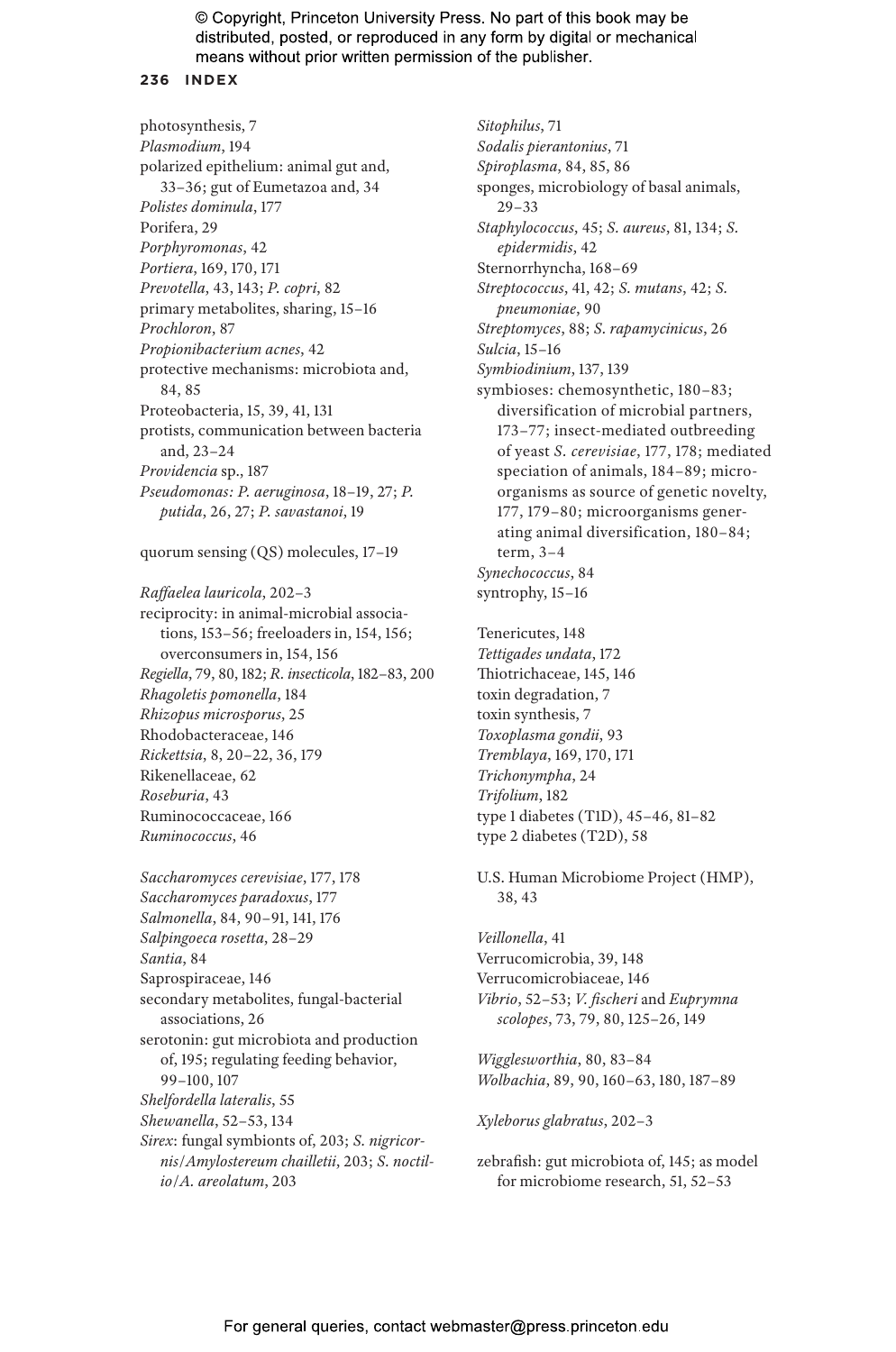photosynthesis, 7
*Plasmodium*, 194
polarized epithelium: animal gut and, 33–36; gut of Eumetazoa and, 34
*Polistes dominula*, 177
Porifera, 29
*Porphyromonas*, 42
*Portiera*, 169, 170, 171
*Prevotella*, 43, 143; *P. copri*, 82
primary metabolites, sharing, 15–16
*Prochloron*, 87
*Propionibacterium acnes*, 42
protective mechanisms: microbiota and, 84, 85
Proteobacteria, 15, 39, 41, 131
protists, communication between bacteria and, 23–24
*Providencia* sp., 187
*Pseudomonas: P. aeruginosa*, 18–19, 27; *P. putida*, 26, 27; *P. savastanoi*, 19

quorum sensing (QS) molecules, 17–19

*Raffaelea lauricola*, 202–3
reciprocity: in animal-microbial associations, 153–56; freeloaders in, 154, 156; overconsumers in, 154, 156
*Regiella*, 79, 80, 182; *R. insecticola*, 182–83, 200
*Rhagoletis pomonella*, 184
*Rhizopus microsporus*, 25
Rhodobacteraceae, 146
*Rickettsia*, 8, 20–22, 36, 179
Rikenellaceae, 62
*Roseburia*, 43
Ruminococcaceae, 166
*Ruminococcus*, 46

*Saccharomyces cerevisiae*, 177, 178
*Saccharomyces paradoxus*, 177
*Salmonella*, 84, 90–91, 141, 176
*Salpingoeca rosetta*, 28–29
*Santia*, 84
Saprospiraceae, 146
secondary metabolites, fungal-bacterial associations, 26
serotonin: gut microbiota and production of, 195; regulating feeding behavior, 99–100, 107
*Shelfordella lateralis*, 55
*Shewanella*, 52–53, 134
*Sirex*: fungal symbionts of, 203; *S. nigricornis/Amylostereum chailletii*, 203; *S. noctilio/A. areolatum*, 203
*Sitophilus*, 71
*Sodalis pierantonius*, 71
*Spiroplasma*, 84, 85, 86
sponges, microbiology of basal animals, 29–33
*Staphylococcus*, 45; *S. aureus*, 81, 134; *S. epidermidis*, 42
Sternorrhyncha, 168–69
*Streptococcus*, 41, 42; *S. mutans*, 42; *S. pneumoniae*, 90
*Streptomyces*, 88; *S. rapamycinicus*, 26
*Sulcia*, 15–16
*Symbiodinium*, 137, 139
symbioses: chemosynthetic, 180–83; diversification of microbial partners, 173–77; insect-mediated outbreeding of yeast *S. cerevisiae*, 177, 178; mediated speciation of animals, 184–89; microorganisms as source of genetic novelty, 177, 179–80; microorganisms generating animal diversification, 180–84; term, 3–4
*Synechococcus*, 84
syntrophy, 15–16

Tenericutes, 148
*Tettigades undata*, 172
Thiotrichaceae, 145, 146
toxin degradation, 7
toxin synthesis, 7
*Toxoplasma gondii*, 93
*Tremblaya*, 169, 170, 171
*Trichonympha*, 24
*Trifolium*, 182
type 1 diabetes (T1D), 45–46, 81–82
type 2 diabetes (T2D), 58

U.S. Human Microbiome Project (HMP), 38, 43

*Veillonella*, 41
Verrucomicrobia, 39, 148
Verrucomicrobiaceae, 146
*Vibrio*, 52–53; *V. fischeri* and *Euprymna scolopes*, 73, 79, 80, 125–26, 149

*Wigglesworthia*, 80, 83–84
*Wolbachia*, 89, 90, 160–63, 180, 187–89

*Xyleborus glabratus*, 202–3

zebrafish: gut microbiota of, 145; as model for microbiome research, 51, 52–53